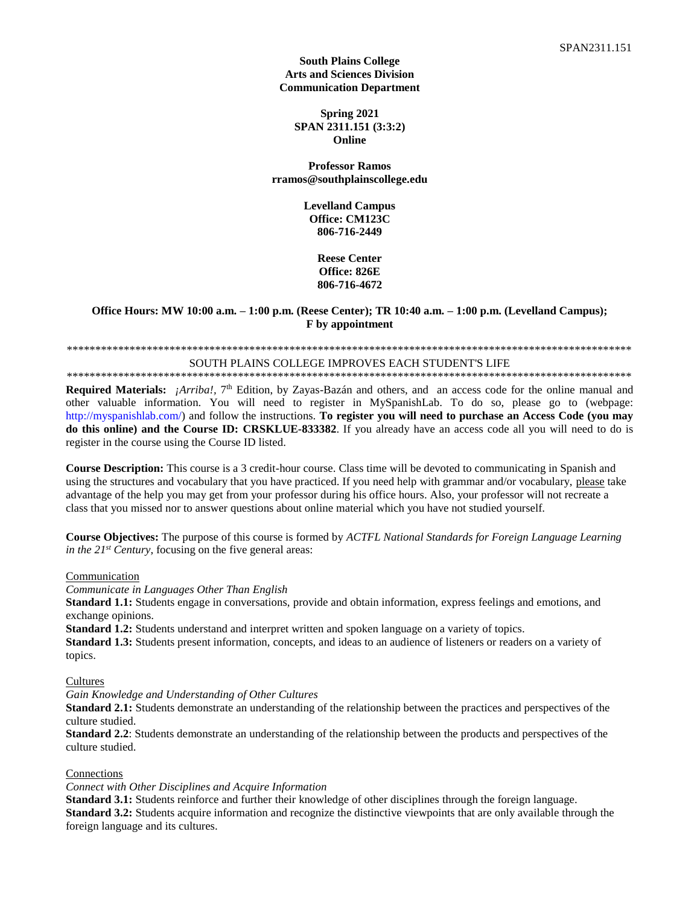**South Plains College**
**Arts and Sciences Division**
**Communication Department**

**Spring 2021**
**SPAN 2311.151 (3:3:2)**
**Online**

**Professor Ramos**
**rramos@southplainscollege.edu**

**Levelland Campus**
**Office: CM123C**
**806-716-2449**

**Reese Center**
**Office: 826E**
**806-716-4672**

**Office Hours: MW 10:00 a.m. – 1:00 p.m. (Reese Center); TR 10:40 a.m. – 1:00 p.m. (Levelland Campus); F by appointment**

***************************************************************************************************

SOUTH PLAINS COLLEGE IMPROVES EACH STUDENT'S LIFE

***************************************************************************************************

**Required Materials:** *¡Arriba!*, 7th Edition, by Zayas-Bazán and others, and an access code for the online manual and other valuable information. You will need to register in MySpanishLab. To do so, please go to (webpage: http://myspanishlab.com/) and follow the instructions. **To register you will need to purchase an Access Code (you may do this online) and the Course ID: CRSKLUE-833382**. If you already have an access code all you will need to do is register in the course using the Course ID listed.

**Course Description:** This course is a 3 credit-hour course. Class time will be devoted to communicating in Spanish and using the structures and vocabulary that you have practiced. If you need help with grammar and/or vocabulary, please take advantage of the help you may get from your professor during his office hours. Also, your professor will not recreate a class that you missed nor to answer questions about online material which you have not studied yourself.

**Course Objectives:** The purpose of this course is formed by *ACTFL National Standards for Foreign Language Learning in the 21st Century*, focusing on the five general areas:

Communication

*Communicate in Languages Other Than English*

**Standard 1.1:** Students engage in conversations, provide and obtain information, express feelings and emotions, and exchange opinions.

**Standard 1.2:** Students understand and interpret written and spoken language on a variety of topics.

**Standard 1.3:** Students present information, concepts, and ideas to an audience of listeners or readers on a variety of topics.

Cultures

*Gain Knowledge and Understanding of Other Cultures*

**Standard 2.1:** Students demonstrate an understanding of the relationship between the practices and perspectives of the culture studied.

**Standard 2.2**: Students demonstrate an understanding of the relationship between the products and perspectives of the culture studied.

Connections

*Connect with Other Disciplines and Acquire Information*

**Standard 3.1:** Students reinforce and further their knowledge of other disciplines through the foreign language.

**Standard 3.2:** Students acquire information and recognize the distinctive viewpoints that are only available through the foreign language and its cultures.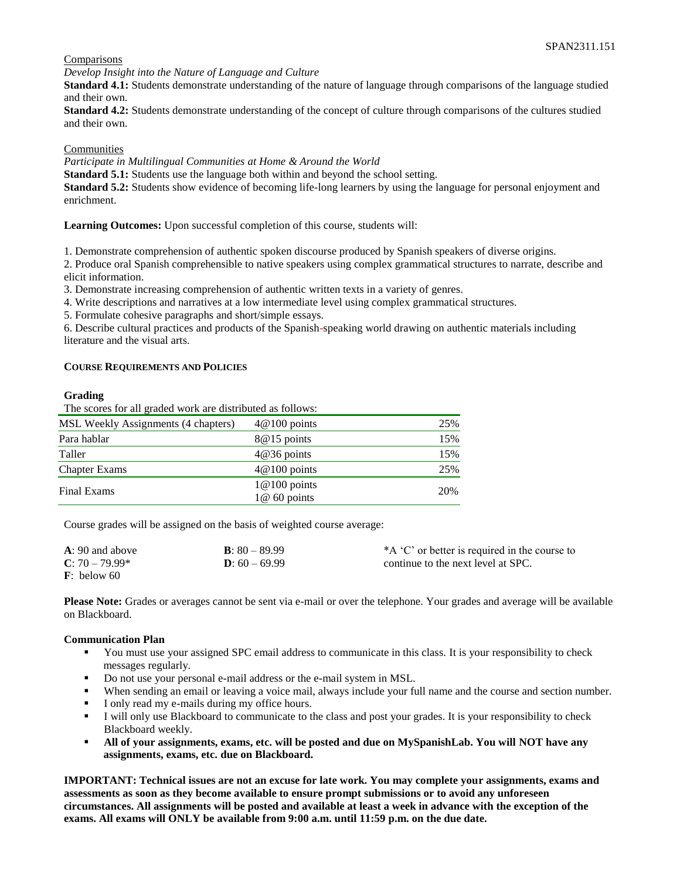Comparisons

*Develop Insight into the Nature of Language and Culture*

**Standard 4.1:** Students demonstrate understanding of the nature of language through comparisons of the language studied and their own.

**Standard 4.2:** Students demonstrate understanding of the concept of culture through comparisons of the cultures studied and their own.

Communities

*Participate in Multilingual Communities at Home & Around the World*

**Standard 5.1:** Students use the language both within and beyond the school setting.

**Standard 5.2:** Students show evidence of becoming life-long learners by using the language for personal enjoyment and enrichment.

**Learning Outcomes:** Upon successful completion of this course, students will:

1. Demonstrate comprehension of authentic spoken discourse produced by Spanish speakers of diverse origins.
2. Produce oral Spanish comprehensible to native speakers using complex grammatical structures to narrate, describe and elicit information.
3. Demonstrate increasing comprehension of authentic written texts in a variety of genres.
4. Write descriptions and narratives at a low intermediate level using complex grammatical structures.
5. Formulate cohesive paragraphs and short/simple essays.
6. Describe cultural practices and products of the Spanish-speaking world drawing on authentic materials including literature and the visual arts.

## COURSE REQUIREMENTS AND POLICIES

### Grading

The scores for all graded work are distributed as follows:

| | | |
|---|---|---|
| MSL Weekly Assignments (4 chapters) | 4@100 points | 25% |
| Para hablar | 8@15 points | 15% |
| Taller | 4@36 points | 15% |
| Chapter Exams | 4@100 points | 25% |
| Final Exams | 1@100 points<br>1@ 60 points | 20% |

Course grades will be assigned on the basis of weighted course average:

**A**: 90 and above
**B**: 80 – 89.99
**C**: 70 – 79.99*
**D**: 60 – 69.99
**F**: below 60

*A 'C' or better is required in the course to continue to the next level at SPC.

**Please Note:** Grades or averages cannot be sent via e-mail or over the telephone. Your grades and average will be available on Blackboard.

### Communication Plan

- You must use your assigned SPC email address to communicate in this class. It is your responsibility to check messages regularly.
- Do not use your personal e-mail address or the e-mail system in MSL.
- When sending an email or leaving a voice mail, always include your full name and the course and section number.
- I only read my e-mails during my office hours.
- I will only use Blackboard to communicate to the class and post your grades. It is your responsibility to check Blackboard weekly.
- **All of your assignments, exams, etc. will be posted and due on MySpanishLab. You will NOT have any assignments, exams, etc. due on Blackboard.**

**IMPORTANT: Technical issues are not an excuse for late work. You may complete your assignments, exams and assessments as soon as they become available to ensure prompt submissions or to avoid any unforeseen circumstances. All assignments will be posted and available at least a week in advance with the exception of the exams. All exams will ONLY be available from 9:00 a.m. until 11:59 p.m. on the due date.**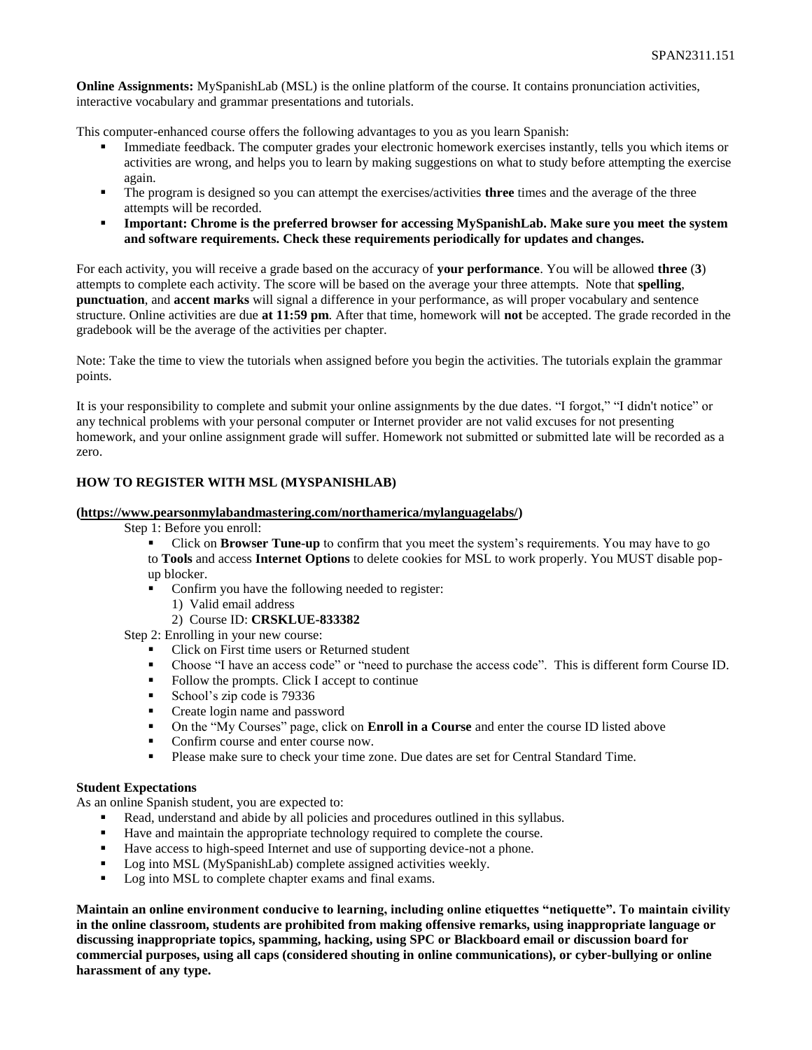**Online Assignments:** MySpanishLab (MSL) is the online platform of the course. It contains pronunciation activities, interactive vocabulary and grammar presentations and tutorials.

This computer-enhanced course offers the following advantages to you as you learn Spanish:

- Immediate feedback. The computer grades your electronic homework exercises instantly, tells you which items or activities are wrong, and helps you to learn by making suggestions on what to study before attempting the exercise again.
- The program is designed so you can attempt the exercises/activities **three** times and the average of the three attempts will be recorded.
- **Important: Chrome is the preferred browser for accessing MySpanishLab. Make sure you meet the system and software requirements. Check these requirements periodically for updates and changes.**

For each activity, you will receive a grade based on the accuracy of **your performance**. You will be allowed **three** (**3**) attempts to complete each activity. The score will be based on the average your three attempts. Note that **spelling**, **punctuation**, and **accent marks** will signal a difference in your performance, as will proper vocabulary and sentence structure. Online activities are due **at 11:59 pm**. After that time, homework will **not** be accepted. The grade recorded in the gradebook will be the average of the activities per chapter.

Note: Take the time to view the tutorials when assigned before you begin the activities. The tutorials explain the grammar points.

It is your responsibility to complete and submit your online assignments by the due dates. "I forgot," "I didn't notice" or any technical problems with your personal computer or Internet provider are not valid excuses for not presenting homework, and your online assignment grade will suffer. Homework not submitted or submitted late will be recorded as a zero.

**HOW TO REGISTER WITH MSL (MYSPANISHLAB)**

**(https://www.pearsonmylabandmastering.com/northamerica/mylanguagelabs/)**

Step 1: Before you enroll:

- Click on **Browser Tune-up** to confirm that you meet the system's requirements. You may have to go to **Tools** and access **Internet Options** to delete cookies for MSL to work properly. You MUST disable pop-up blocker.
- Confirm you have the following needed to register:
  1) Valid email address
  2) Course ID: **CRSKLUE-833382**

Step 2: Enrolling in your new course:

- Click on First time users or Returned student
- Choose "I have an access code" or "need to purchase the access code". This is different form Course ID.
- Follow the prompts. Click I accept to continue
- School's zip code is 79336
- Create login name and password
- On the "My Courses" page, click on **Enroll in a Course** and enter the course ID listed above
- Confirm course and enter course now.
- Please make sure to check your time zone. Due dates are set for Central Standard Time.

**Student Expectations**

As an online Spanish student, you are expected to:

- Read, understand and abide by all policies and procedures outlined in this syllabus.
- Have and maintain the appropriate technology required to complete the course.
- Have access to high-speed Internet and use of supporting device-not a phone.
- Log into MSL (MySpanishLab) complete assigned activities weekly.
- Log into MSL to complete chapter exams and final exams.

**Maintain an online environment conducive to learning, including online etiquettes "netiquette". To maintain civility in the online classroom, students are prohibited from making offensive remarks, using inappropriate language or discussing inappropriate topics, spamming, hacking, using SPC or Blackboard email or discussion board for commercial purposes, using all caps (considered shouting in online communications), or cyber-bullying or online harassment of any type.**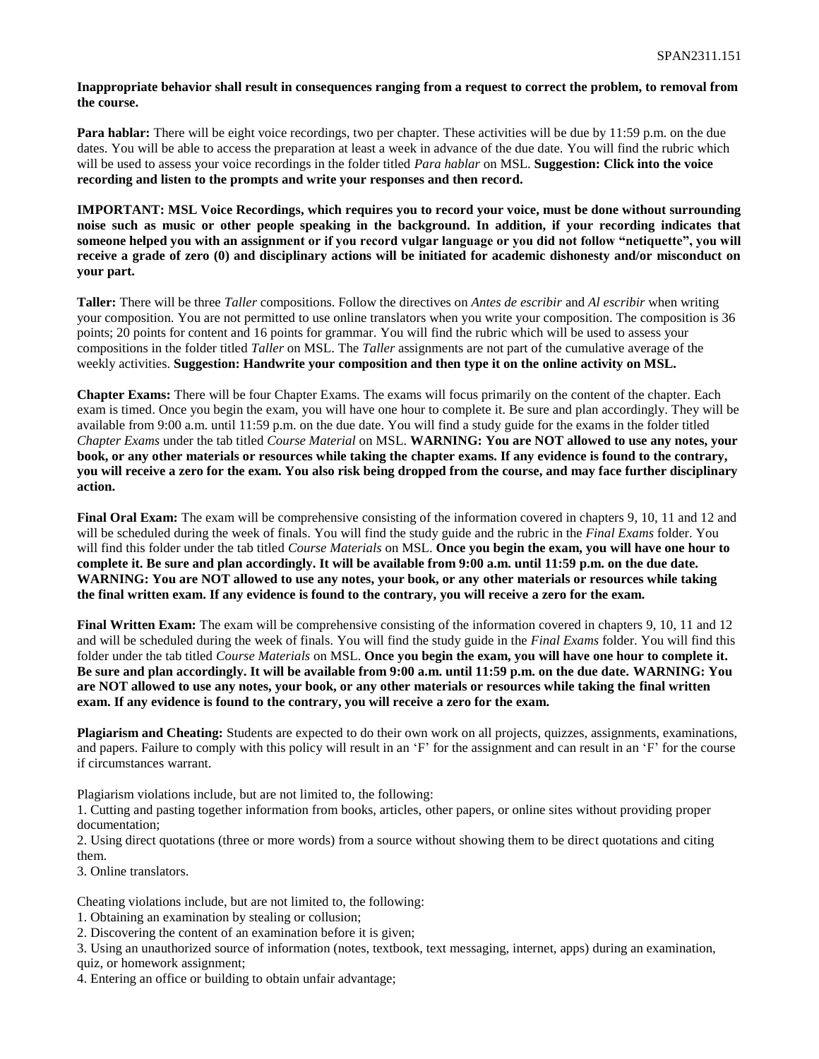**Inappropriate behavior shall result in consequences ranging from a request to correct the problem, to removal from the course.**

**Para hablar:** There will be eight voice recordings, two per chapter. These activities will be due by 11:59 p.m. on the due dates. You will be able to access the preparation at least a week in advance of the due date. You will find the rubric which will be used to assess your voice recordings in the folder titled *Para hablar* on MSL. **Suggestion: Click into the voice recording and listen to the prompts and write your responses and then record.**

**IMPORTANT: MSL Voice Recordings, which requires you to record your voice, must be done without surrounding noise such as music or other people speaking in the background. In addition, if your recording indicates that someone helped you with an assignment or if you record vulgar language or you did not follow "netiquette", you will receive a grade of zero (0) and disciplinary actions will be initiated for academic dishonesty and/or misconduct on your part.**

**Taller:** There will be three *Taller* compositions. Follow the directives on *Antes de escribir* and *Al escribir* when writing your composition. You are not permitted to use online translators when you write your composition. The composition is 36 points; 20 points for content and 16 points for grammar. You will find the rubric which will be used to assess your compositions in the folder titled *Taller* on MSL. The *Taller* assignments are not part of the cumulative average of the weekly activities. **Suggestion: Handwrite your composition and then type it on the online activity on MSL.**

**Chapter Exams:** There will be four Chapter Exams. The exams will focus primarily on the content of the chapter. Each exam is timed. Once you begin the exam, you will have one hour to complete it. Be sure and plan accordingly. They will be available from 9:00 a.m. until 11:59 p.m. on the due date. You will find a study guide for the exams in the folder titled *Chapter Exams* under the tab titled *Course Material* on MSL. **WARNING: You are NOT allowed to use any notes, your book, or any other materials or resources while taking the chapter exams. If any evidence is found to the contrary, you will receive a zero for the exam. You also risk being dropped from the course, and may face further disciplinary action.**

**Final Oral Exam:** The exam will be comprehensive consisting of the information covered in chapters 9, 10, 11 and 12 and will be scheduled during the week of finals. You will find the study guide and the rubric in the *Final Exams* folder. You will find this folder under the tab titled *Course Materials* on MSL. **Once you begin the exam, you will have one hour to complete it. Be sure and plan accordingly. It will be available from 9:00 a.m. until 11:59 p.m. on the due date. WARNING: You are NOT allowed to use any notes, your book, or any other materials or resources while taking the final written exam. If any evidence is found to the contrary, you will receive a zero for the exam.**

**Final Written Exam:** The exam will be comprehensive consisting of the information covered in chapters 9, 10, 11 and 12 and will be scheduled during the week of finals. You will find the study guide in the *Final Exams* folder. You will find this folder under the tab titled *Course Materials* on MSL. **Once you begin the exam, you will have one hour to complete it. Be sure and plan accordingly. It will be available from 9:00 a.m. until 11:59 p.m. on the due date. WARNING: You are NOT allowed to use any notes, your book, or any other materials or resources while taking the final written exam. If any evidence is found to the contrary, you will receive a zero for the exam.**

**Plagiarism and Cheating:** Students are expected to do their own work on all projects, quizzes, assignments, examinations, and papers. Failure to comply with this policy will result in an 'F' for the assignment and can result in an 'F' for the course if circumstances warrant.

Plagiarism violations include, but are not limited to, the following:

1. Cutting and pasting together information from books, articles, other papers, or online sites without providing proper documentation;
2. Using direct quotations (three or more words) from a source without showing them to be direct quotations and citing them.
3. Online translators.

Cheating violations include, but are not limited to, the following:

1. Obtaining an examination by stealing or collusion;
2. Discovering the content of an examination before it is given;
3. Using an unauthorized source of information (notes, textbook, text messaging, internet, apps) during an examination, quiz, or homework assignment;
4. Entering an office or building to obtain unfair advantage;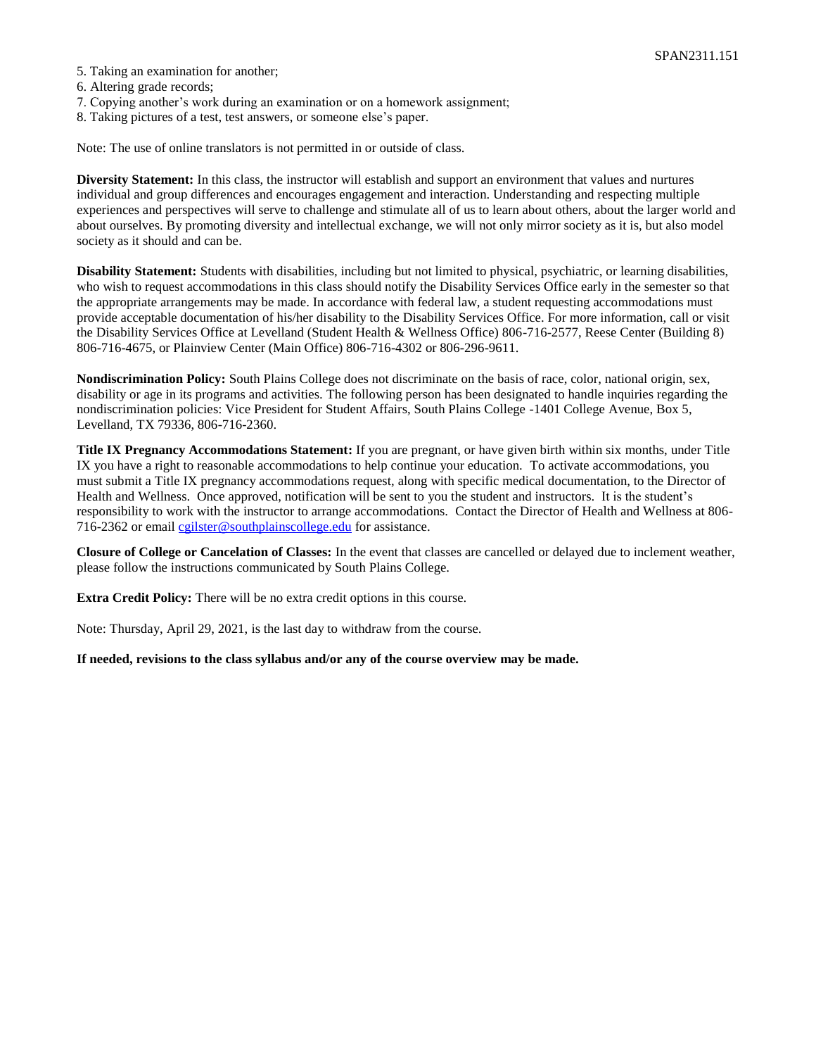5. Taking an examination for another;
6. Altering grade records;
7. Copying another's work during an examination or on a homework assignment;
8. Taking pictures of a test, test answers, or someone else's paper.

Note: The use of online translators is not permitted in or outside of class.

**Diversity Statement:** In this class, the instructor will establish and support an environment that values and nurtures individual and group differences and encourages engagement and interaction. Understanding and respecting multiple experiences and perspectives will serve to challenge and stimulate all of us to learn about others, about the larger world and about ourselves. By promoting diversity and intellectual exchange, we will not only mirror society as it is, but also model society as it should and can be.

**Disability Statement:** Students with disabilities, including but not limited to physical, psychiatric, or learning disabilities, who wish to request accommodations in this class should notify the Disability Services Office early in the semester so that the appropriate arrangements may be made. In accordance with federal law, a student requesting accommodations must provide acceptable documentation of his/her disability to the Disability Services Office. For more information, call or visit the Disability Services Office at Levelland (Student Health & Wellness Office) 806-716-2577, Reese Center (Building 8) 806-716-4675, or Plainview Center (Main Office) 806-716-4302 or 806-296-9611.

**Nondiscrimination Policy:** South Plains College does not discriminate on the basis of race, color, national origin, sex, disability or age in its programs and activities. The following person has been designated to handle inquiries regarding the nondiscrimination policies: Vice President for Student Affairs, South Plains College -1401 College Avenue, Box 5, Levelland, TX 79336, 806-716-2360.

**Title IX Pregnancy Accommodations Statement:** If you are pregnant, or have given birth within six months, under Title IX you have a right to reasonable accommodations to help continue your education. To activate accommodations, you must submit a Title IX pregnancy accommodations request, along with specific medical documentation, to the Director of Health and Wellness. Once approved, notification will be sent to you the student and instructors. It is the student's responsibility to work with the instructor to arrange accommodations. Contact the Director of Health and Wellness at 806-716-2362 or email cgilster@southplainscollege.edu for assistance.

**Closure of College or Cancelation of Classes:** In the event that classes are cancelled or delayed due to inclement weather, please follow the instructions communicated by South Plains College.

**Extra Credit Policy:** There will be no extra credit options in this course.

Note: Thursday, April 29, 2021, is the last day to withdraw from the course.

**If needed, revisions to the class syllabus and/or any of the course overview may be made.**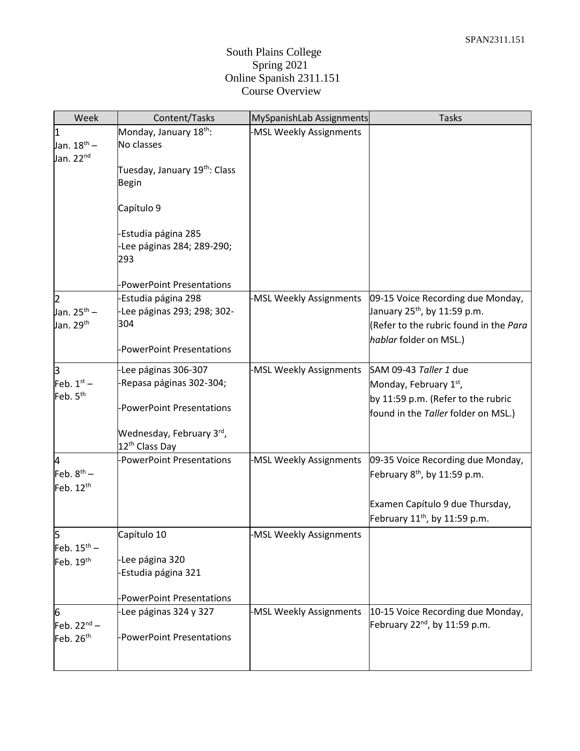South Plains College
Spring 2021
Online Spanish 2311.151
Course Overview

| Week | Content/Tasks | MySpanishLab Assignments | Tasks |
| --- | --- | --- | --- |
| 1<br>Jan. 18th – Jan. 22nd | Monday, January 18th: No classes<br><br>Tuesday, January 19th: Class Begin<br><br>Capítulo 9<br><br>-Estudia página 285<br>-Lee páginas 284; 289-290; 293<br><br>-PowerPoint Presentations | -MSL Weekly Assignments | |
| 2<br>Jan. 25th – Jan. 29th | -Estudia página 298<br>-Lee páginas 293; 298; 302-304<br><br>-PowerPoint Presentations | -MSL Weekly Assignments | 09-15 Voice Recording due Monday, January 25th, by 11:59 p.m. (Refer to the rubric found in the *Para hablar* folder on MSL.) |
| 3<br>Feb. 1st – Feb. 5th | -Lee páginas 306-307<br>-Repasa páginas 302-304;<br><br>-PowerPoint Presentations<br><br>Wednesday, February 3rd, 12th Class Day | -MSL Weekly Assignments | SAM 09-43 *Taller 1* due Monday, February 1st, by 11:59 p.m. (Refer to the rubric found in the *Taller* folder on MSL.) |
| 4<br>Feb. 8th – Feb. 12th | -PowerPoint Presentations | -MSL Weekly Assignments | 09-35 Voice Recording due Monday, February 8th, by 11:59 p.m.<br><br>Examen Capítulo 9 due Thursday, February 11th, by 11:59 p.m. |
| 5<br>Feb. 15th – Feb. 19th | Capítulo 10<br><br>-Lee página 320<br>-Estudia página 321<br><br>-PowerPoint Presentations | -MSL Weekly Assignments | |
| 6<br>Feb. 22nd – Feb. 26th | -Lee páginas 324 y 327<br><br>-PowerPoint Presentations | -MSL Weekly Assignments | 10-15 Voice Recording due Monday, February 22nd, by 11:59 p.m. |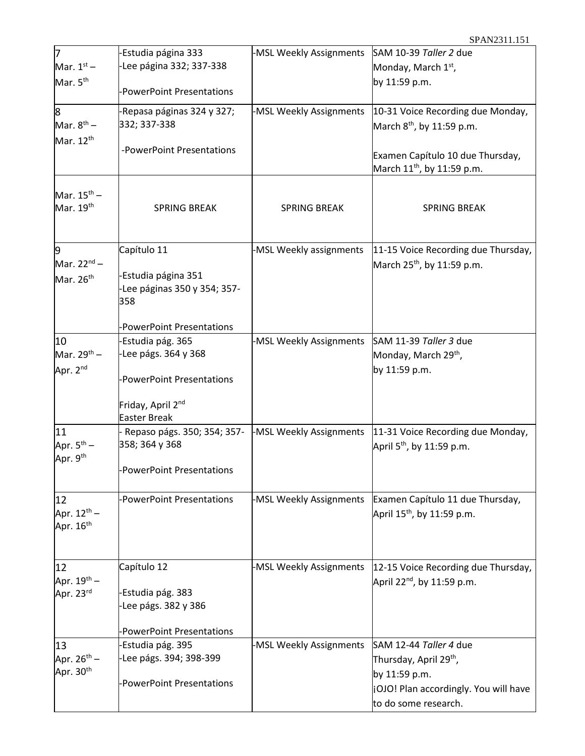| | | | |
|---|---|---|---|
| 7<br>Mar. 1st – Mar. 5th | -Estudia página 333<br>-Lee página 332; 337-338<br><br>-PowerPoint Presentations | -MSL Weekly Assignments | SAM 10-39 *Taller 2* due Monday, March 1st, by 11:59 p.m. |
| 8<br>Mar. 8th – Mar. 12th | -Repasa páginas 324 y 327; 332; 337-338<br><br>-PowerPoint Presentations | -MSL Weekly Assignments | 10-31 Voice Recording due Monday, March 8th, by 11:59 p.m.<br><br>Examen Capítulo 10 due Thursday, March 11th, by 11:59 p.m. |
| Mar. 15th – Mar. 19th | SPRING BREAK | SPRING BREAK | SPRING BREAK |
| 9<br>Mar. 22nd – Mar. 26th | Capítulo 11<br><br>-Estudia página 351<br>-Lee páginas 350 y 354; 357-358<br><br>-PowerPoint Presentations | -MSL Weekly assignments | 11-15 Voice Recording due Thursday, March 25th, by 11:59 p.m. |
| 10<br>Mar. 29th – Apr. 2nd | -Estudia pág. 365<br>-Lee págs. 364 y 368<br><br>-PowerPoint Presentations<br><br>Friday, April 2nd<br>Easter Break | -MSL Weekly Assignments | SAM 11-39 *Taller 3* due Monday, March 29th, by 11:59 p.m. |
| 11<br>Apr. 5th – Apr. 9th | - Repaso págs. 350; 354; 357-358; 364 y 368<br><br>-PowerPoint Presentations | -MSL Weekly Assignments | 11-31 Voice Recording due Monday, April 5th, by 11:59 p.m. |
| 12<br>Apr. 12th – Apr. 16th | -PowerPoint Presentations | -MSL Weekly Assignments | Examen Capítulo 11 due Thursday, April 15th, by 11:59 p.m. |
| 12<br>Apr. 19th – Apr. 23rd | Capítulo 12<br><br>-Estudia pág. 383<br>-Lee págs. 382 y 386<br><br>-PowerPoint Presentations | -MSL Weekly Assignments | 12-15 Voice Recording due Thursday, April 22nd, by 11:59 p.m. |
| 13<br>Apr. 26th – Apr. 30th | -Estudia pág. 395<br>-Lee págs. 394; 398-399<br><br>-PowerPoint Presentations | -MSL Weekly Assignments | SAM 12-44 *Taller 4* due Thursday, April 29th, by 11:59 p.m.<br>¡OJO! Plan accordingly. You will have to do some research. |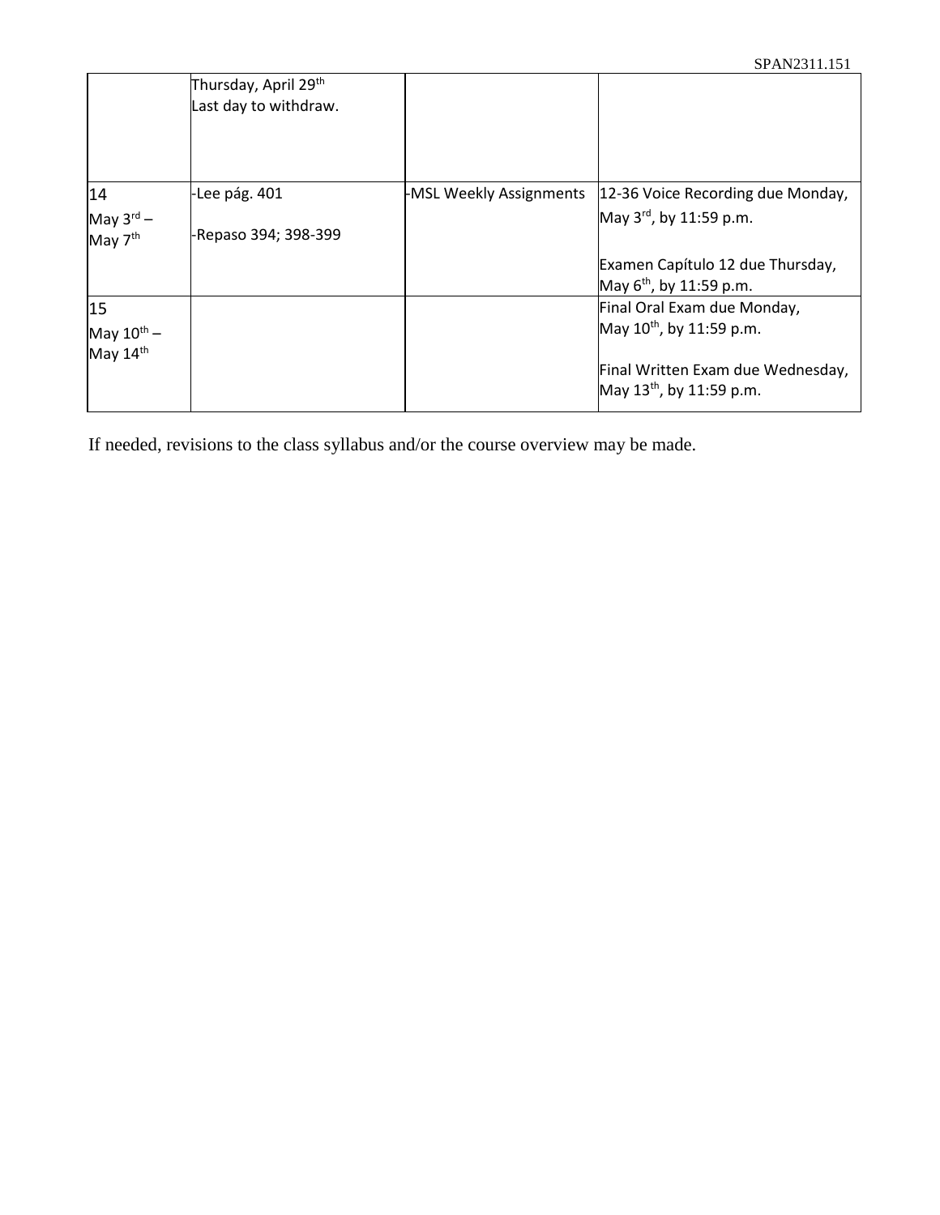| | | | |
|---|---|---|---|
| | Thursday, April 29th<br>Last day to withdraw. | | |
| 14<br>May 3rd –<br>May 7th | -Lee pág. 401<br><br>-Repaso 394; 398-399 | -MSL Weekly Assignments | 12-36 Voice Recording due Monday, May 3rd, by 11:59 p.m.<br><br>Examen Capítulo 12 due Thursday, May 6th, by 11:59 p.m. |
| 15<br>May 10th –<br>May 14th | | | Final Oral Exam due Monday, May 10th, by 11:59 p.m.<br><br>Final Written Exam due Wednesday, May 13th, by 11:59 p.m. |

If needed, revisions to the class syllabus and/or the course overview may be made.